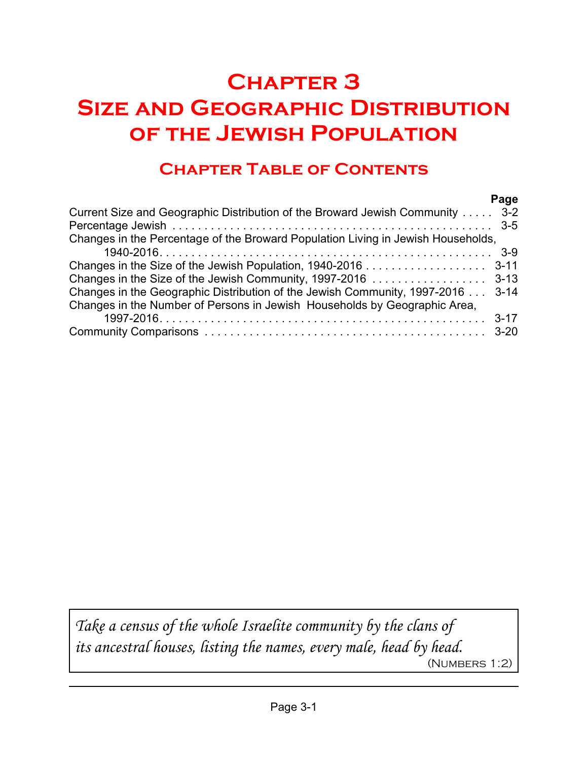# Chapter 3
# Size and Geographic Distribution of the Jewish Population

## Chapter Table of Contents

| | Page |
|---|---|
| Current Size and Geographic Distribution of the Broward Jewish Community | 3-2 |
| Percentage Jewish | 3-5 |
| Changes in the Percentage of the Broward Population Living in Jewish Households, 1940-2016 | 3-9 |
| Changes in the Size of the Jewish Population, 1940-2016 | 3-11 |
| Changes in the Size of the Jewish Community, 1997-2016 | 3-13 |
| Changes in the Geographic Distribution of the Jewish Community, 1997-2016 | 3-14 |
| Changes in the Number of Persons in Jewish Households by Geographic Area, 1997-2016 | 3-17 |
| Community Comparisons | 3-20 |

*Take a census of the whole Israelite community by the clans of its ancestral houses, listing the names, every male, head by head.*

(Numbers 1:2)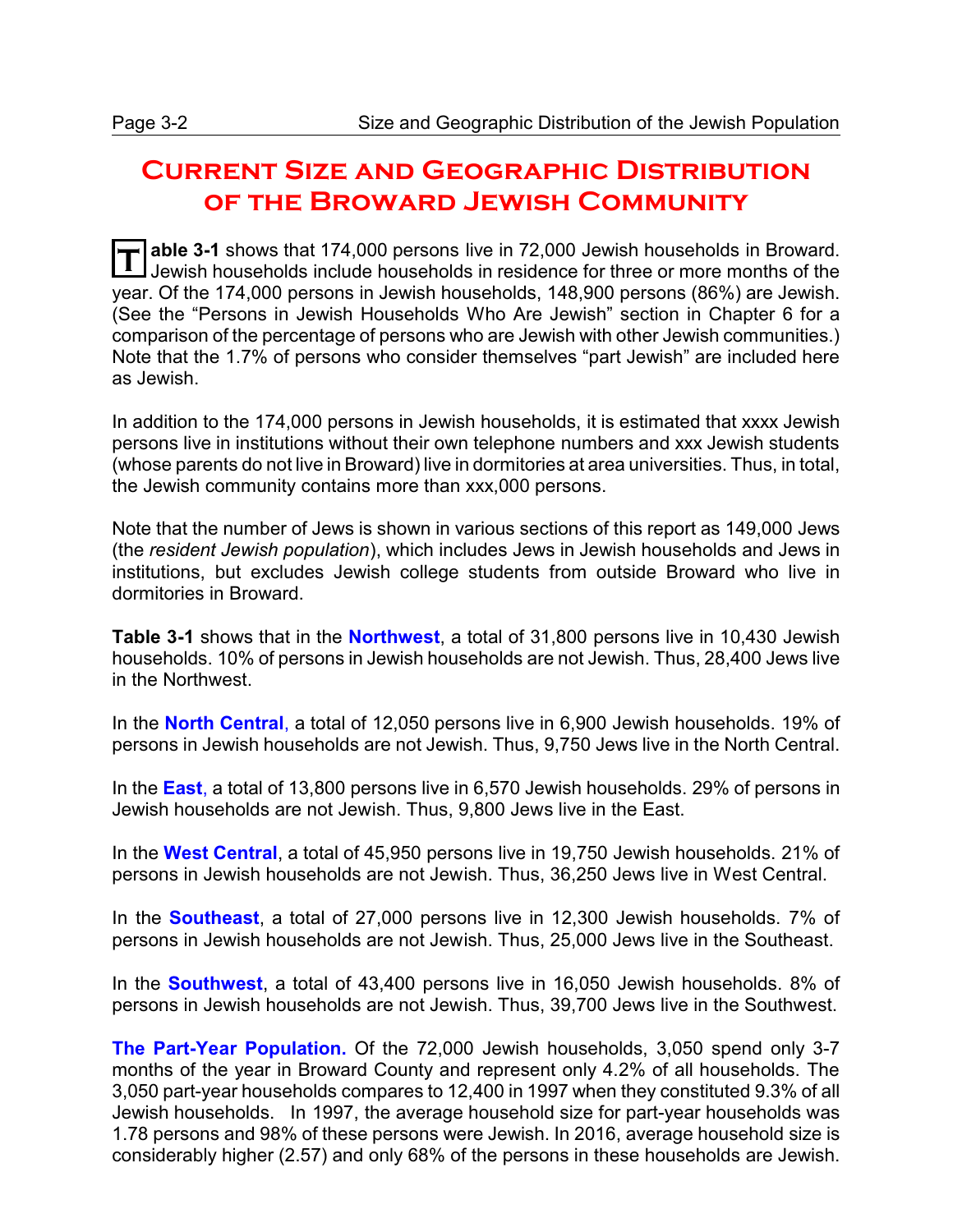# Current Size and Geographic Distribution of the Broward Jewish Community

**Table 3-1** shows that 174,000 persons live in 72,000 Jewish households in Broward. Jewish households include households in residence for three or more months of the year. Of the 174,000 persons in Jewish households, 148,900 persons (86%) are Jewish. (See the "Persons in Jewish Households Who Are Jewish" section in Chapter 6 for a comparison of the percentage of persons who are Jewish with other Jewish communities.) Note that the 1.7% of persons who consider themselves "part Jewish" are included here as Jewish.

In addition to the 174,000 persons in Jewish households, it is estimated that xxxx Jewish persons live in institutions without their own telephone numbers and xxx Jewish students (whose parents do not live in Broward) live in dormitories at area universities. Thus, in total, the Jewish community contains more than xxx,000 persons.

Note that the number of Jews is shown in various sections of this report as 149,000 Jews (the *resident Jewish population*), which includes Jews in Jewish households and Jews in institutions, but excludes Jewish college students from outside Broward who live in dormitories in Broward.

**Table 3-1** shows that in the **Northwest**, a total of 31,800 persons live in 10,430 Jewish households. 10% of persons in Jewish households are not Jewish. Thus, 28,400 Jews live in the Northwest.

In the **North Central**, a total of 12,050 persons live in 6,900 Jewish households. 19% of persons in Jewish households are not Jewish. Thus, 9,750 Jews live in the North Central.

In the **East**, a total of 13,800 persons live in 6,570 Jewish households. 29% of persons in Jewish households are not Jewish. Thus, 9,800 Jews live in the East.

In the **West Central**, a total of 45,950 persons live in 19,750 Jewish households. 21% of persons in Jewish households are not Jewish. Thus, 36,250 Jews live in West Central.

In the **Southeast**, a total of 27,000 persons live in 12,300 Jewish households. 7% of persons in Jewish households are not Jewish. Thus, 25,000 Jews live in the Southeast.

In the **Southwest**, a total of 43,400 persons live in 16,050 Jewish households. 8% of persons in Jewish households are not Jewish. Thus, 39,700 Jews live in the Southwest.

**The Part-Year Population.** Of the 72,000 Jewish households, 3,050 spend only 3-7 months of the year in Broward County and represent only 4.2% of all households. The 3,050 part-year households compares to 12,400 in 1997 when they constituted 9.3% of all Jewish households. In 1997, the average household size for part-year households was 1.78 persons and 98% of these persons were Jewish. In 2016, average household size is considerably higher (2.57) and only 68% of the persons in these households are Jewish.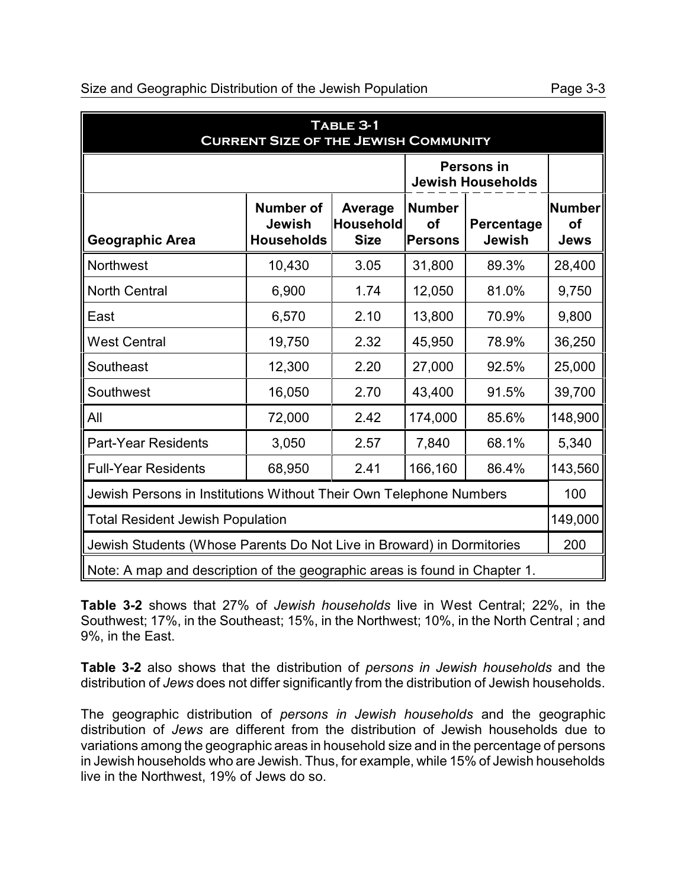**Table 3-1**
**Current Size of the Jewish Community**

| Geographic Area | Number of Jewish Households | Average Household Size | Persons in Jewish Households: Number of Persons | Persons in Jewish Households: Percentage Jewish | Number of Jews |
|---|---|---|---|---|---|
| Northwest | 10,430 | 3.05 | 31,800 | 89.3% | 28,400 |
| North Central | 6,900 | 1.74 | 12,050 | 81.0% | 9,750 |
| East | 6,570 | 2.10 | 13,800 | 70.9% | 9,800 |
| West Central | 19,750 | 2.32 | 45,950 | 78.9% | 36,250 |
| Southeast | 12,300 | 2.20 | 27,000 | 92.5% | 25,000 |
| Southwest | 16,050 | 2.70 | 43,400 | 91.5% | 39,700 |
| All | 72,000 | 2.42 | 174,000 | 85.6% | 148,900 |
| Part-Year Residents | 3,050 | 2.57 | 7,840 | 68.1% | 5,340 |
| Full-Year Residents | 68,950 | 2.41 | 166,160 | 86.4% | 143,560 |
| Jewish Persons in Institutions Without Their Own Telephone Numbers | | | | | 100 |
| Total Resident Jewish Population | | | | | 149,000 |
| Jewish Students (Whose Parents Do Not Live in Broward) in Dormitories | | | | | 200 |

Note: A map and description of the geographic areas is found in Chapter 1.

**Table 3-2** shows that 27% of *Jewish households* live in West Central; 22%, in the Southwest; 17%, in the Southeast; 15%, in the Northwest; 10%, in the North Central ; and 9%, in the East.

**Table 3-2** also shows that the distribution of *persons in Jewish households* and the distribution of *Jews* does not differ significantly from the distribution of Jewish households.

The geographic distribution of *persons in Jewish households* and the geographic distribution of *Jews* are different from the distribution of Jewish households due to variations among the geographic areas in household size and in the percentage of persons in Jewish households who are Jewish. Thus, for example, while 15% of Jewish households live in the Northwest, 19% of Jews do so.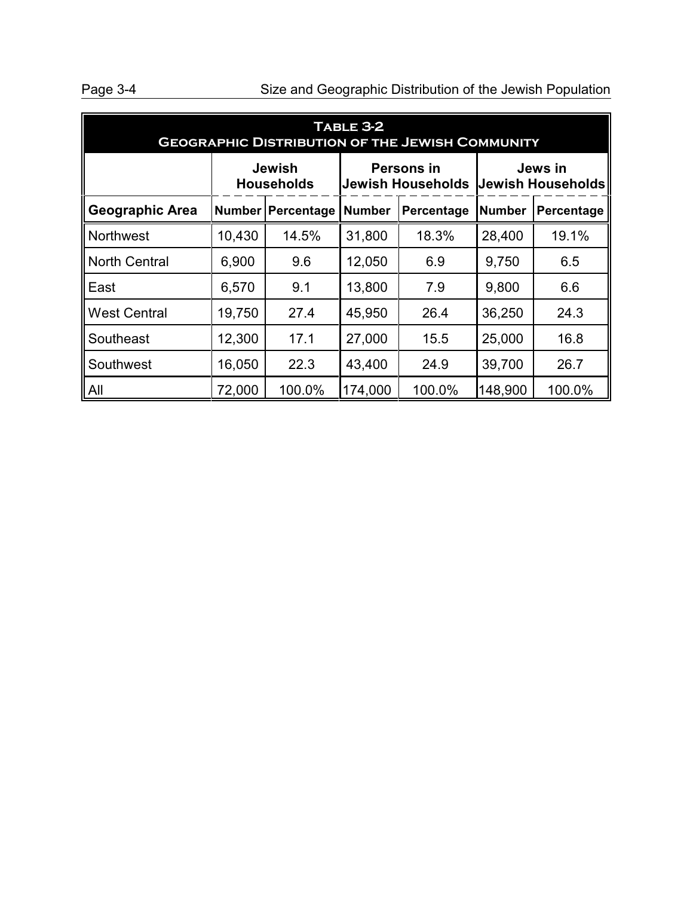**Table 3-2**
**Geographic Distribution of the Jewish Community**

| | Jewish Households | | Persons in Jewish Households | | Jews in Jewish Households | |
|---|---|---|---|---|---|---|
| **Geographic Area** | **Number** | **Percentage** | **Number** | **Percentage** | **Number** | **Percentage** |
| Northwest | 10,430 | 14.5% | 31,800 | 18.3% | 28,400 | 19.1% |
| North Central | 6,900 | 9.6 | 12,050 | 6.9 | 9,750 | 6.5 |
| East | 6,570 | 9.1 | 13,800 | 7.9 | 9,800 | 6.6 |
| West Central | 19,750 | 27.4 | 45,950 | 26.4 | 36,250 | 24.3 |
| Southeast | 12,300 | 17.1 | 27,000 | 15.5 | 25,000 | 16.8 |
| Southwest | 16,050 | 22.3 | 43,400 | 24.9 | 39,700 | 26.7 |
| All | 72,000 | 100.0% | 174,000 | 100.0% | 148,900 | 100.0% |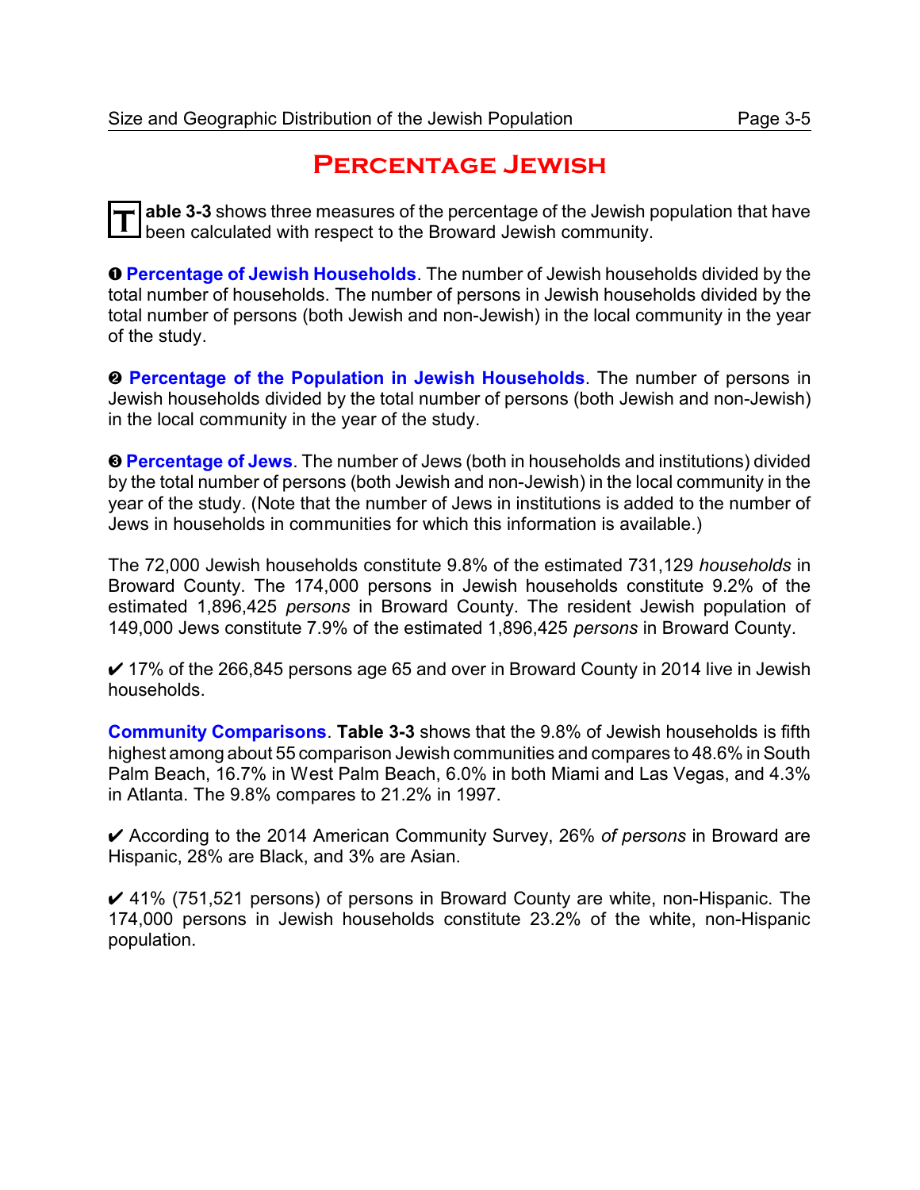# Percentage Jewish

**Table 3-3** shows three measures of the percentage of the Jewish population that have been calculated with respect to the Broward Jewish community.

❶ **Percentage of Jewish Households**. The number of Jewish households divided by the total number of households. The number of persons in Jewish households divided by the total number of persons (both Jewish and non-Jewish) in the local community in the year of the study.

❷ **Percentage of the Population in Jewish Households**. The number of persons in Jewish households divided by the total number of persons (both Jewish and non-Jewish) in the local community in the year of the study.

❸ **Percentage of Jews**. The number of Jews (both in households and institutions) divided by the total number of persons (both Jewish and non-Jewish) in the local community in the year of the study. (Note that the number of Jews in institutions is added to the number of Jews in households in communities for which this information is available.)

The 72,000 Jewish households constitute 9.8% of the estimated 731,129 *households* in Broward County. The 174,000 persons in Jewish households constitute 9.2% of the estimated 1,896,425 *persons* in Broward County. The resident Jewish population of 149,000 Jews constitute 7.9% of the estimated 1,896,425 *persons* in Broward County.

✔ 17% of the 266,845 persons age 65 and over in Broward County in 2014 live in Jewish households.

**Community Comparisons**. **Table 3-3** shows that the 9.8% of Jewish households is fifth highest among about 55 comparison Jewish communities and compares to 48.6% in South Palm Beach, 16.7% in West Palm Beach, 6.0% in both Miami and Las Vegas, and 4.3% in Atlanta. The 9.8% compares to 21.2% in 1997.

✔ According to the 2014 American Community Survey, 26% *of persons* in Broward are Hispanic, 28% are Black, and 3% are Asian.

✔ 41% (751,521 persons) of persons in Broward County are white, non-Hispanic. The 174,000 persons in Jewish households constitute 23.2% of the white, non-Hispanic population.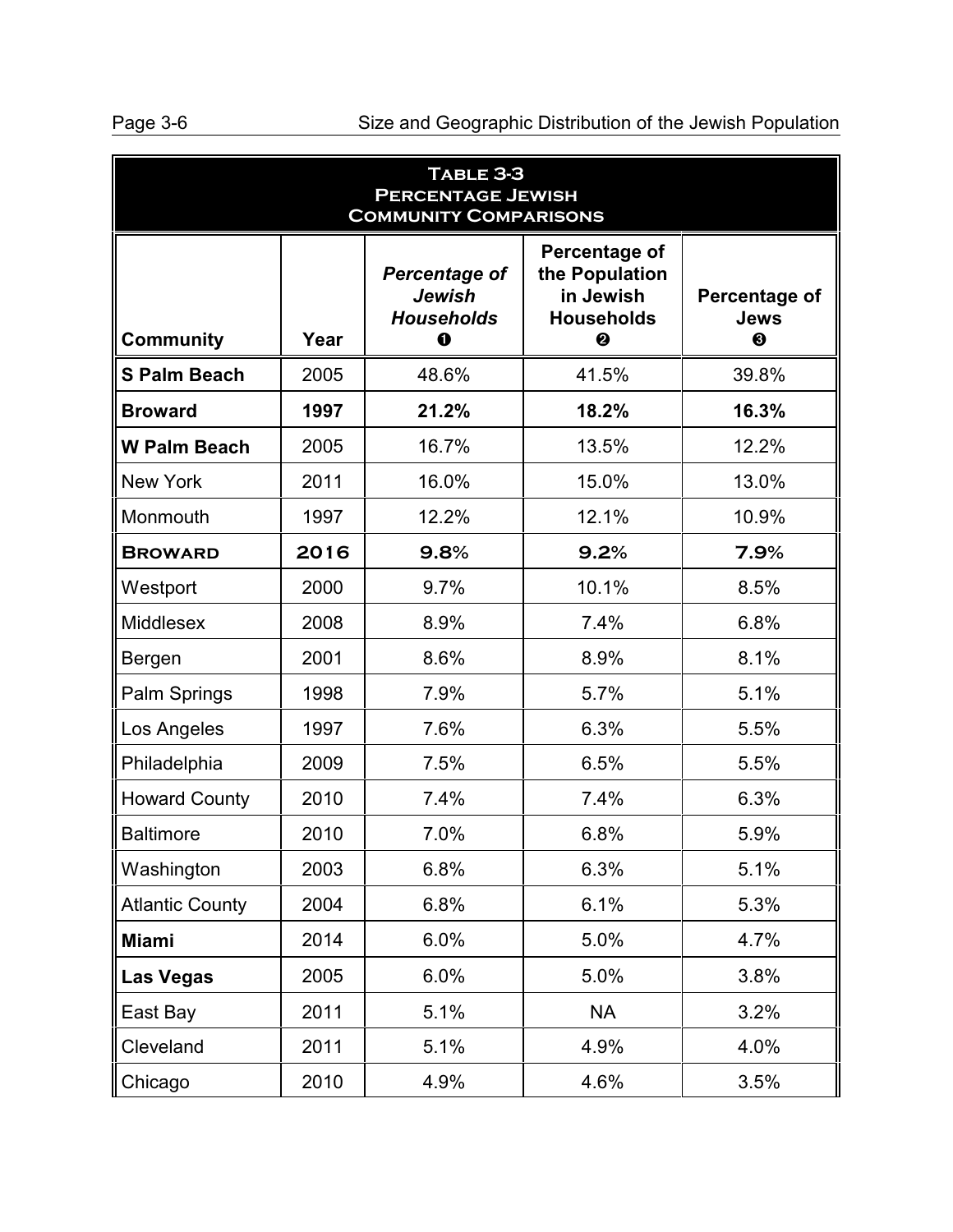## Table 3-3
## Percentage Jewish
## Community Comparisons

| Community | Year | *Percentage of Jewish Households* ❶ | Percentage of the Population in Jewish Households ❷ | Percentage of Jews ❸ |
|---|---|---|---|---|
| **S Palm Beach** | 2005 | 48.6% | 41.5% | 39.8% |
| **Broward** | **1997** | **21.2%** | **18.2%** | **16.3%** |
| **W Palm Beach** | 2005 | 16.7% | 13.5% | 12.2% |
| New York | 2011 | 16.0% | 15.0% | 13.0% |
| Monmouth | 1997 | 12.2% | 12.1% | 10.9% |
| **Broward** | **2016** | **9.8%** | **9.2%** | **7.9%** |
| Westport | 2000 | 9.7% | 10.1% | 8.5% |
| Middlesex | 2008 | 8.9% | 7.4% | 6.8% |
| Bergen | 2001 | 8.6% | 8.9% | 8.1% |
| Palm Springs | 1998 | 7.9% | 5.7% | 5.1% |
| Los Angeles | 1997 | 7.6% | 6.3% | 5.5% |
| Philadelphia | 2009 | 7.5% | 6.5% | 5.5% |
| Howard County | 2010 | 7.4% | 7.4% | 6.3% |
| Baltimore | 2010 | 7.0% | 6.8% | 5.9% |
| Washington | 2003 | 6.8% | 6.3% | 5.1% |
| Atlantic County | 2004 | 6.8% | 6.1% | 5.3% |
| **Miami** | 2014 | 6.0% | 5.0% | 4.7% |
| **Las Vegas** | 2005 | 6.0% | 5.0% | 3.8% |
| East Bay | 2011 | 5.1% | NA | 3.2% |
| Cleveland | 2011 | 5.1% | 4.9% | 4.0% |
| Chicago | 2010 | 4.9% | 4.6% | 3.5% |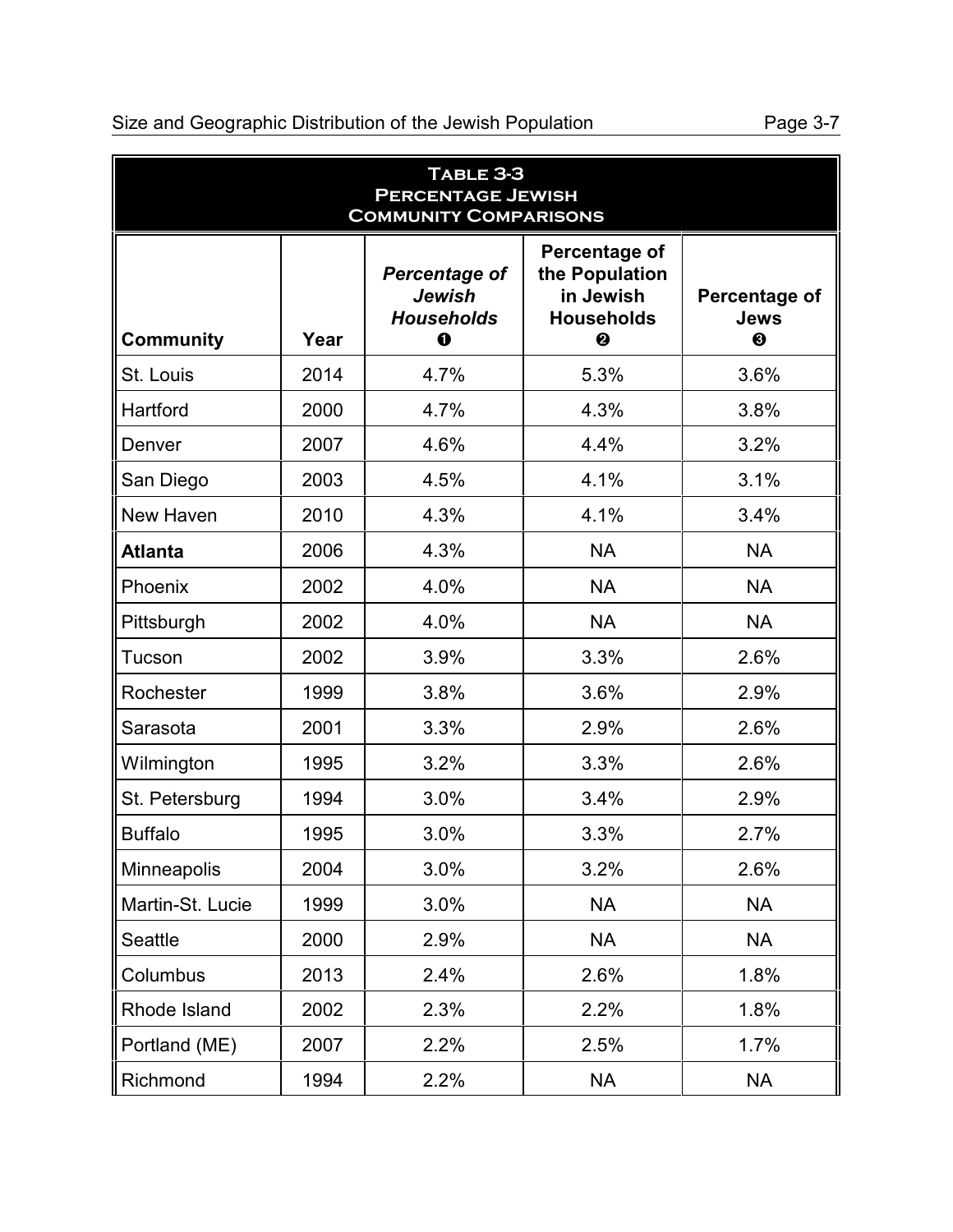**Table 3-3**
**Percentage Jewish**
**Community Comparisons**

| Community | Year | *Percentage of Jewish Households* ❶ | Percentage of the Population in Jewish Households ❷ | Percentage of Jews ❸ |
|---|---|---|---|---|
| St. Louis | 2014 | 4.7% | 5.3% | 3.6% |
| Hartford | 2000 | 4.7% | 4.3% | 3.8% |
| Denver | 2007 | 4.6% | 4.4% | 3.2% |
| San Diego | 2003 | 4.5% | 4.1% | 3.1% |
| New Haven | 2010 | 4.3% | 4.1% | 3.4% |
| **Atlanta** | 2006 | 4.3% | NA | NA |
| Phoenix | 2002 | 4.0% | NA | NA |
| Pittsburgh | 2002 | 4.0% | NA | NA |
| Tucson | 2002 | 3.9% | 3.3% | 2.6% |
| Rochester | 1999 | 3.8% | 3.6% | 2.9% |
| Sarasota | 2001 | 3.3% | 2.9% | 2.6% |
| Wilmington | 1995 | 3.2% | 3.3% | 2.6% |
| St. Petersburg | 1994 | 3.0% | 3.4% | 2.9% |
| Buffalo | 1995 | 3.0% | 3.3% | 2.7% |
| Minneapolis | 2004 | 3.0% | 3.2% | 2.6% |
| Martin-St. Lucie | 1999 | 3.0% | NA | NA |
| Seattle | 2000 | 2.9% | NA | NA |
| Columbus | 2013 | 2.4% | 2.6% | 1.8% |
| Rhode Island | 2002 | 2.3% | 2.2% | 1.8% |
| Portland (ME) | 2007 | 2.2% | 2.5% | 1.7% |
| Richmond | 1994 | 2.2% | NA | NA |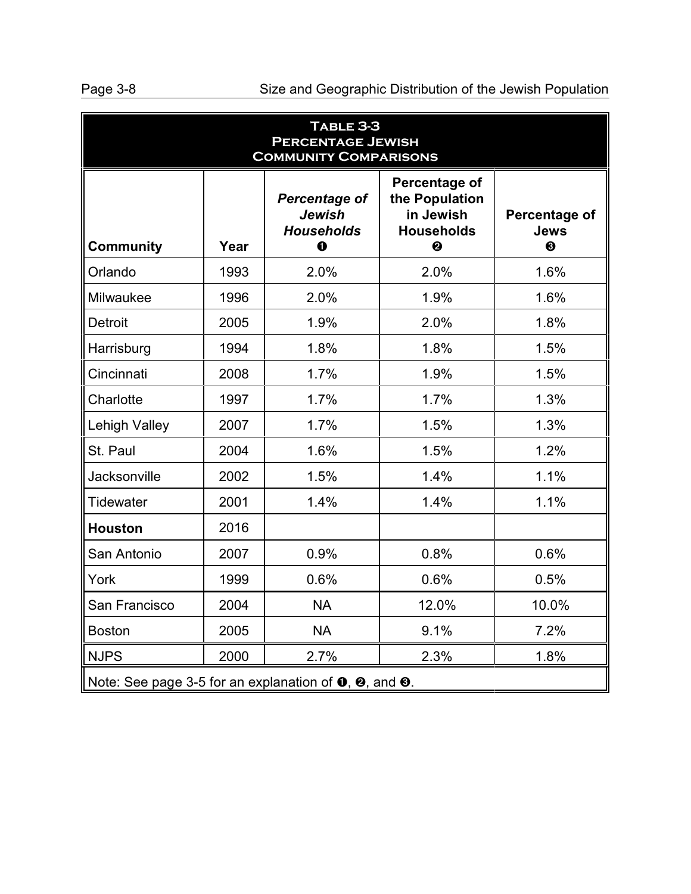**Table 3-3**
**Percentage Jewish**
**Community Comparisons**

| Community | Year | *Percentage of Jewish Households* ❶ | Percentage of the Population in Jewish Households ❷ | Percentage of Jews ❸ |
|---|---|---|---|---|
| Orlando | 1993 | 2.0% | 2.0% | 1.6% |
| Milwaukee | 1996 | 2.0% | 1.9% | 1.6% |
| Detroit | 2005 | 1.9% | 2.0% | 1.8% |
| Harrisburg | 1994 | 1.8% | 1.8% | 1.5% |
| Cincinnati | 2008 | 1.7% | 1.9% | 1.5% |
| Charlotte | 1997 | 1.7% | 1.7% | 1.3% |
| Lehigh Valley | 2007 | 1.7% | 1.5% | 1.3% |
| St. Paul | 2004 | 1.6% | 1.5% | 1.2% |
| Jacksonville | 2002 | 1.5% | 1.4% | 1.1% |
| Tidewater | 2001 | 1.4% | 1.4% | 1.1% |
| **Houston** | 2016 | | | |
| San Antonio | 2007 | 0.9% | 0.8% | 0.6% |
| York | 1999 | 0.6% | 0.6% | 0.5% |
| San Francisco | 2004 | NA | 12.0% | 10.0% |
| Boston | 2005 | NA | 9.1% | 7.2% |
| NJPS | 2000 | 2.7% | 2.3% | 1.8% |

Note: See page 3-5 for an explanation of ❶, ❷, and ❸.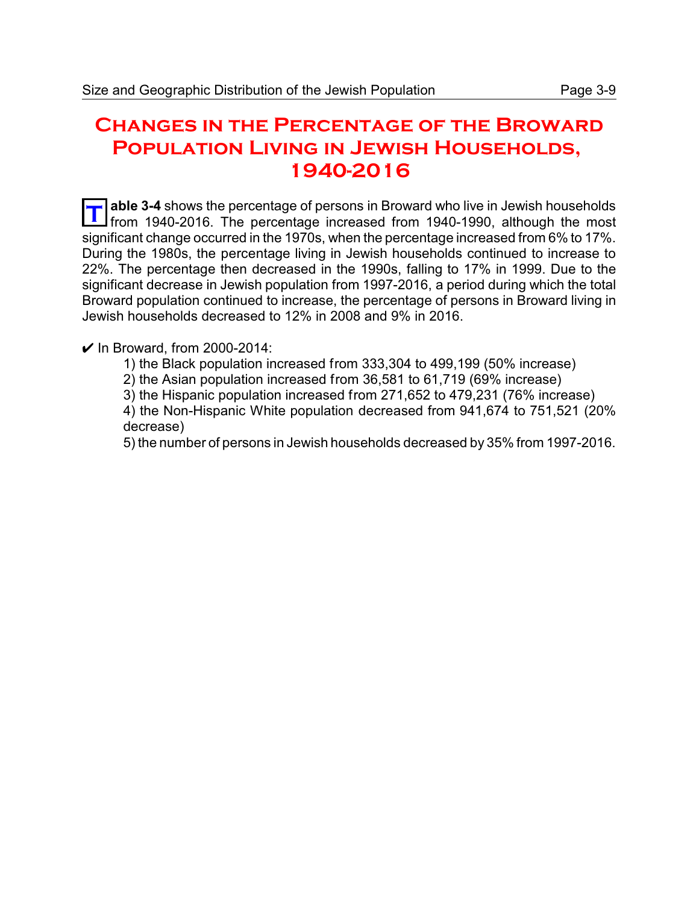# Changes in the Percentage of the Broward Population Living in Jewish Households, 1940-2016

**Table 3-4** shows the percentage of persons in Broward who live in Jewish households from 1940-2016. The percentage increased from 1940-1990, although the most significant change occurred in the 1970s, when the percentage increased from 6% to 17%. During the 1980s, the percentage living in Jewish households continued to increase to 22%. The percentage then decreased in the 1990s, falling to 17% in 1999. Due to the significant decrease in Jewish population from 1997-2016, a period during which the total Broward population continued to increase, the percentage of persons in Broward living in Jewish households decreased to 12% in 2008 and 9% in 2016.

✔ In Broward, from 2000-2014:

1) the Black population increased from 333,304 to 499,199 (50% increase)
2) the Asian population increased from 36,581 to 61,719 (69% increase)
3) the Hispanic population increased from 271,652 to 479,231 (76% increase)
4) the Non-Hispanic White population decreased from 941,674 to 751,521 (20% decrease)
5) the number of persons in Jewish households decreased by 35% from 1997-2016.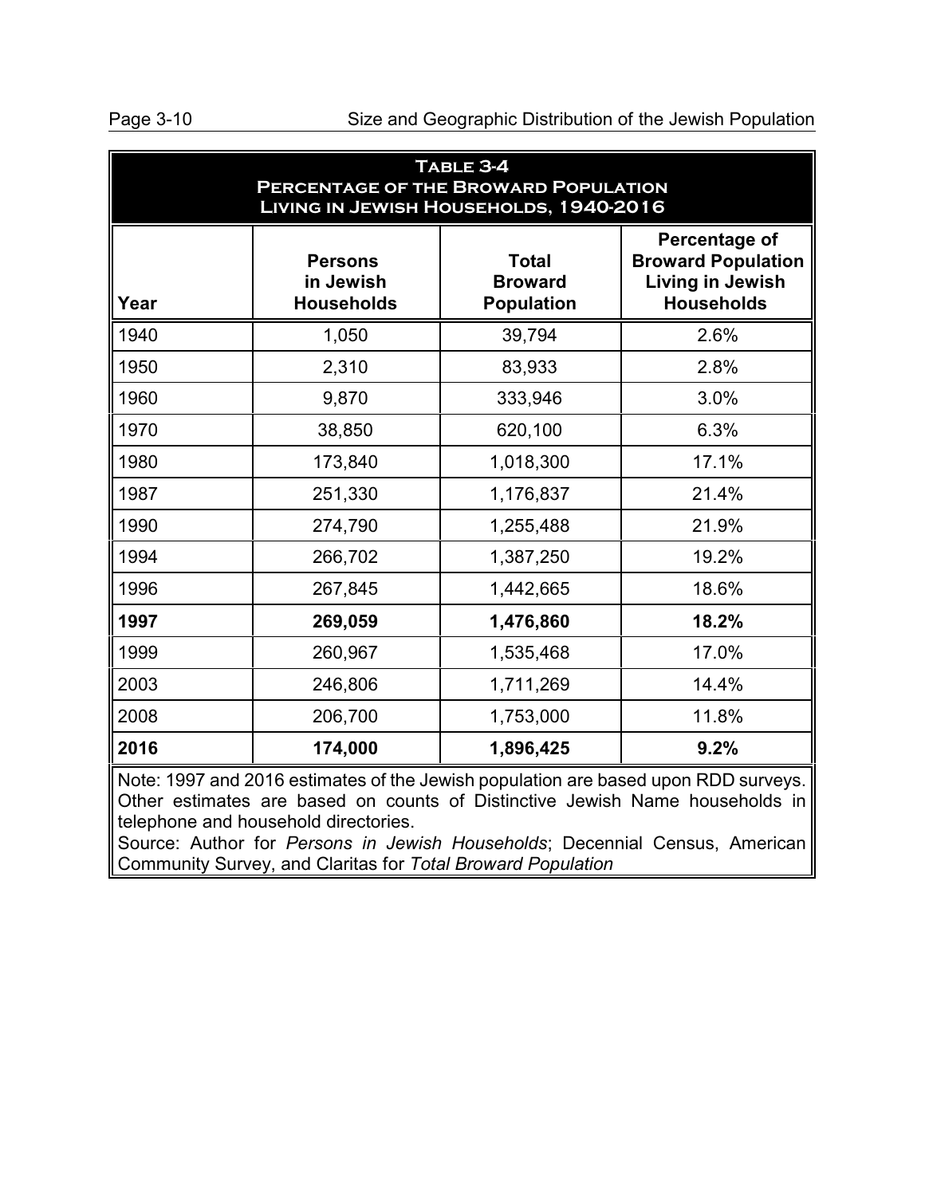**Table 3-4**
**Percentage of the Broward Population Living in Jewish Households, 1940-2016**

| Year | Persons in Jewish Households | Total Broward Population | Percentage of Broward Population Living in Jewish Households |
|---|---|---|---|
| 1940 | 1,050 | 39,794 | 2.6% |
| 1950 | 2,310 | 83,933 | 2.8% |
| 1960 | 9,870 | 333,946 | 3.0% |
| 1970 | 38,850 | 620,100 | 6.3% |
| 1980 | 173,840 | 1,018,300 | 17.1% |
| 1987 | 251,330 | 1,176,837 | 21.4% |
| 1990 | 274,790 | 1,255,488 | 21.9% |
| 1994 | 266,702 | 1,387,250 | 19.2% |
| 1996 | 267,845 | 1,442,665 | 18.6% |
| **1997** | **269,059** | **1,476,860** | **18.2%** |
| 1999 | 260,967 | 1,535,468 | 17.0% |
| 2003 | 246,806 | 1,711,269 | 14.4% |
| 2008 | 206,700 | 1,753,000 | 11.8% |
| **2016** | **174,000** | **1,896,425** | **9.2%** |

Note: 1997 and 2016 estimates of the Jewish population are based upon RDD surveys. Other estimates are based on counts of Distinctive Jewish Name households in telephone and household directories.
Source: Author for *Persons in Jewish Households*; Decennial Census, American Community Survey, and Claritas for *Total Broward Population*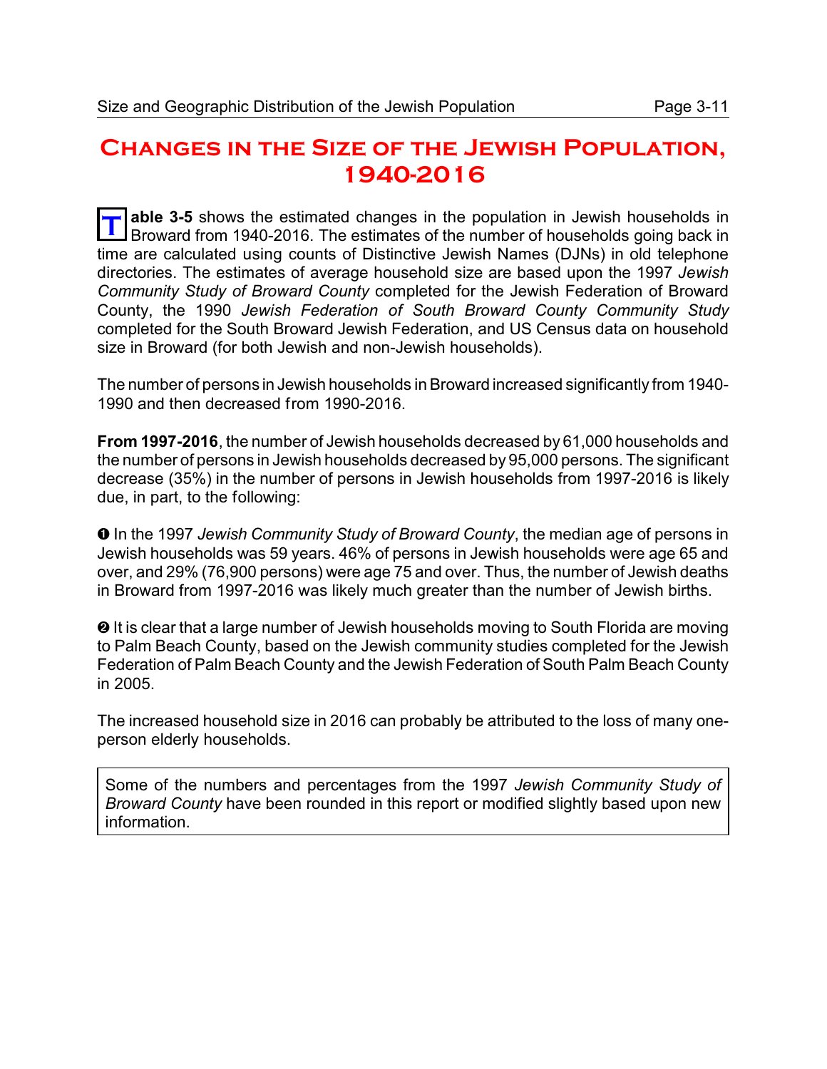# Changes in the Size of the Jewish Population, 1940-2016

**Table 3-5** shows the estimated changes in the population in Jewish households in Broward from 1940-2016. The estimates of the number of households going back in time are calculated using counts of Distinctive Jewish Names (DJNs) in old telephone directories. The estimates of average household size are based upon the 1997 *Jewish Community Study of Broward County* completed for the Jewish Federation of Broward County, the 1990 *Jewish Federation of South Broward County Community Study* completed for the South Broward Jewish Federation, and US Census data on household size in Broward (for both Jewish and non-Jewish households).

The number of persons in Jewish households in Broward increased significantly from 1940-1990 and then decreased from 1990-2016.

**From 1997-2016**, the number of Jewish households decreased by 61,000 households and the number of persons in Jewish households decreased by 95,000 persons. The significant decrease (35%) in the number of persons in Jewish households from 1997-2016 is likely due, in part, to the following:

❶ In the 1997 *Jewish Community Study of Broward County*, the median age of persons in Jewish households was 59 years. 46% of persons in Jewish households were age 65 and over, and 29% (76,900 persons) were age 75 and over. Thus, the number of Jewish deaths in Broward from 1997-2016 was likely much greater than the number of Jewish births.

❷ It is clear that a large number of Jewish households moving to South Florida are moving to Palm Beach County, based on the Jewish community studies completed for the Jewish Federation of Palm Beach County and the Jewish Federation of South Palm Beach County in 2005.

The increased household size in 2016 can probably be attributed to the loss of many one-person elderly households.

Some of the numbers and percentages from the 1997 *Jewish Community Study of Broward County* have been rounded in this report or modified slightly based upon new information.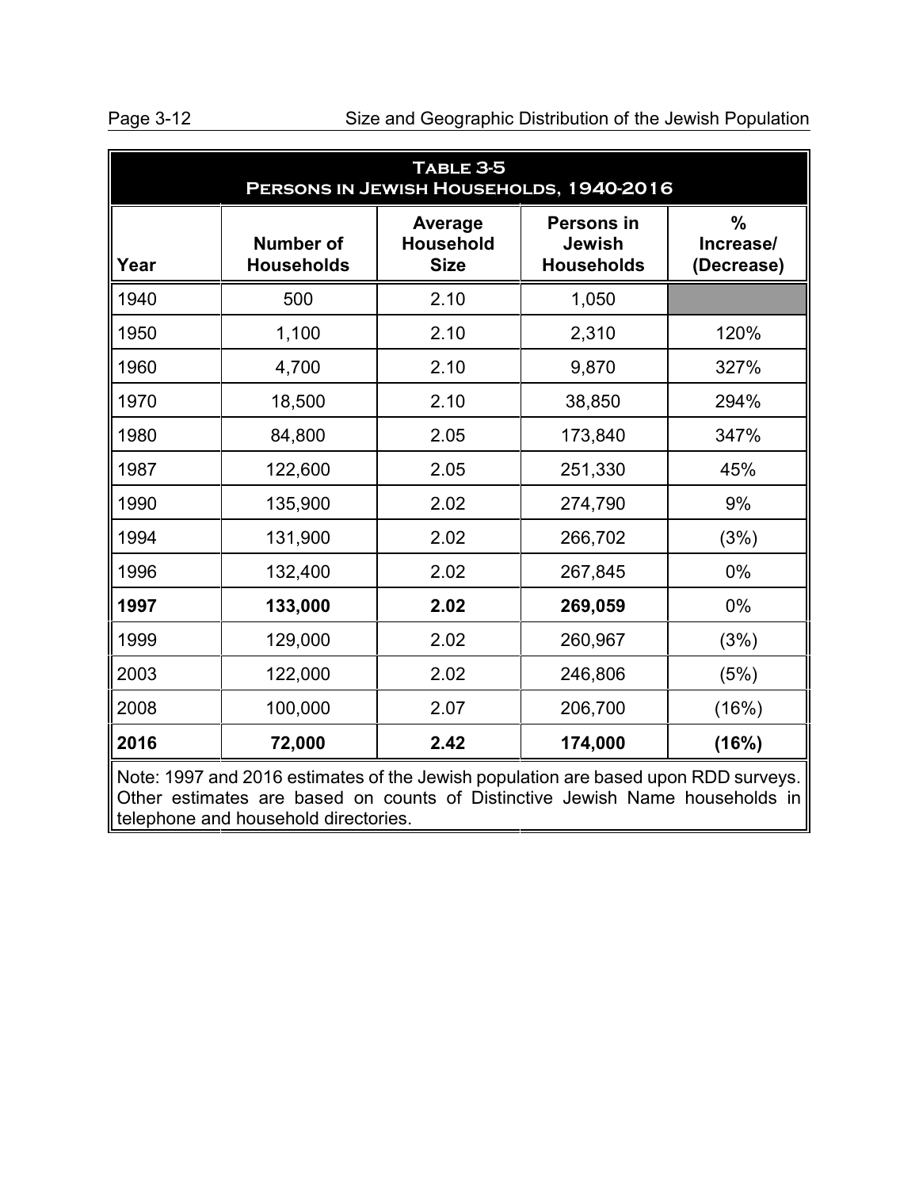**Table 3-5**
**Persons in Jewish Households, 1940-2016**

| Year | Number of Households | Average Household Size | Persons in Jewish Households | % Increase/ (Decrease) |
|---|---|---|---|---|
| 1940 | 500 | 2.10 | 1,050 | |
| 1950 | 1,100 | 2.10 | 2,310 | 120% |
| 1960 | 4,700 | 2.10 | 9,870 | 327% |
| 1970 | 18,500 | 2.10 | 38,850 | 294% |
| 1980 | 84,800 | 2.05 | 173,840 | 347% |
| 1987 | 122,600 | 2.05 | 251,330 | 45% |
| 1990 | 135,900 | 2.02 | 274,790 | 9% |
| 1994 | 131,900 | 2.02 | 266,702 | (3%) |
| 1996 | 132,400 | 2.02 | 267,845 | 0% |
| **1997** | **133,000** | **2.02** | **269,059** | 0% |
| 1999 | 129,000 | 2.02 | 260,967 | (3%) |
| 2003 | 122,000 | 2.02 | 246,806 | (5%) |
| 2008 | 100,000 | 2.07 | 206,700 | (16%) |
| **2016** | **72,000** | **2.42** | **174,000** | **(16%)** |

Note: 1997 and 2016 estimates of the Jewish population are based upon RDD surveys. Other estimates are based on counts of Distinctive Jewish Name households in telephone and household directories.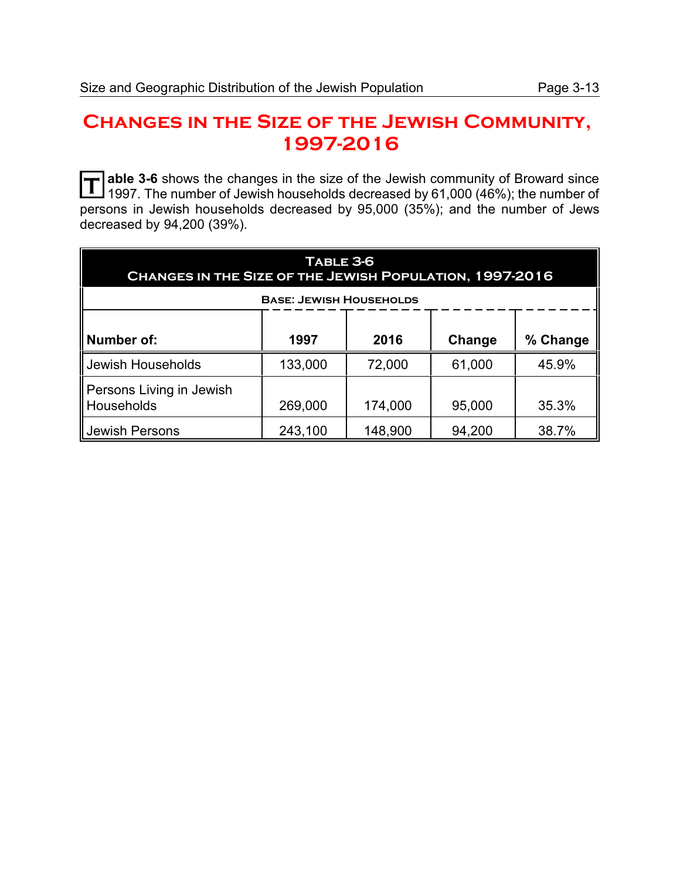## Changes in the Size of the Jewish Community, 1997-2016

**Table 3-6** shows the changes in the size of the Jewish community of Broward since 1997. The number of Jewish households decreased by 61,000 (46%); the number of persons in Jewish households decreased by 95,000 (35%); and the number of Jews decreased by 94,200 (39%).

**Table 3-6**
**Changes in the Size of the Jewish Population, 1997-2016**

Base: Jewish Households

| Number of: | 1997 | 2016 | Change | % Change |
|---|---|---|---|---|
| Jewish Households | 133,000 | 72,000 | 61,000 | 45.9% |
| Persons Living in Jewish Households | 269,000 | 174,000 | 95,000 | 35.3% |
| Jewish Persons | 243,100 | 148,900 | 94,200 | 38.7% |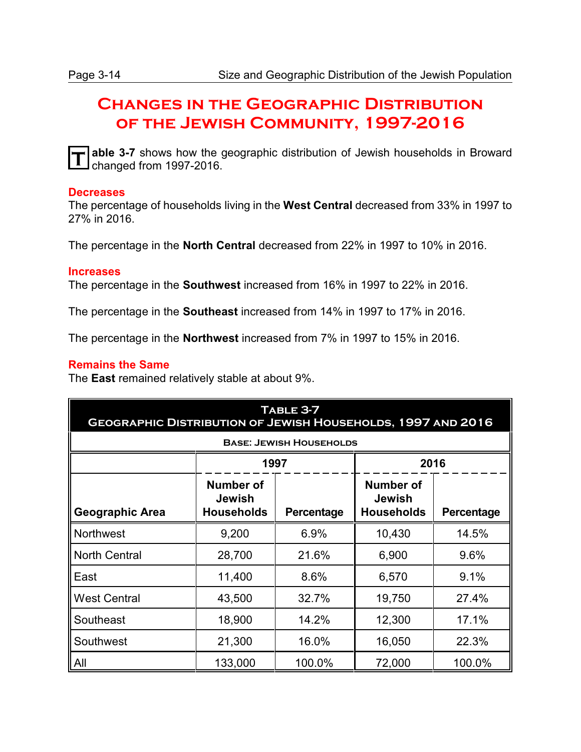# Changes in the Geographic Distribution of the Jewish Community, 1997-2016

**Table 3-7** shows how the geographic distribution of Jewish households in Broward changed from 1997-2016.

### Decreases

The percentage of households living in the **West Central** decreased from 33% in 1997 to 27% in 2016.

The percentage in the **North Central** decreased from 22% in 1997 to 10% in 2016.

### Increases

The percentage in the **Southwest** increased from 16% in 1997 to 22% in 2016.

The percentage in the **Southeast** increased from 14% in 1997 to 17% in 2016.

The percentage in the **Northwest** increased from 7% in 1997 to 15% in 2016.

### Remains the Same

The **East** remained relatively stable at about 9%.

**Table 3-7**
**Geographic Distribution of Jewish Households, 1997 and 2016**

Base: Jewish Households

| | 1997 | | 2016 | |
|---|---|---|---|---|
| Geographic Area | Number of Jewish Households | Percentage | Number of Jewish Households | Percentage |
| Northwest | 9,200 | 6.9% | 10,430 | 14.5% |
| North Central | 28,700 | 21.6% | 6,900 | 9.6% |
| East | 11,400 | 8.6% | 6,570 | 9.1% |
| West Central | 43,500 | 32.7% | 19,750 | 27.4% |
| Southeast | 18,900 | 14.2% | 12,300 | 17.1% |
| Southwest | 21,300 | 16.0% | 16,050 | 22.3% |
| All | 133,000 | 100.0% | 72,000 | 100.0% |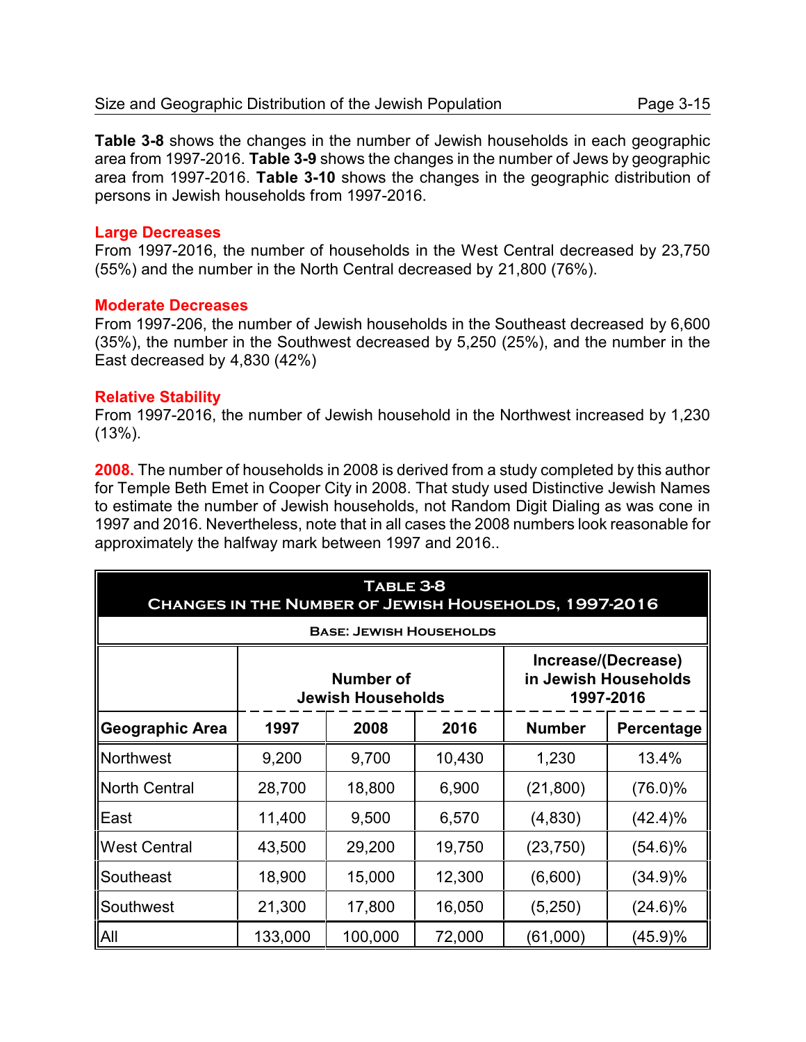**Table 3-8** shows the changes in the number of Jewish households in each geographic area from 1997-2016. **Table 3-9** shows the changes in the number of Jews by geographic area from 1997-2016. **Table 3-10** shows the changes in the geographic distribution of persons in Jewish households from 1997-2016.

### Large Decreases

From 1997-2016, the number of households in the West Central decreased by 23,750 (55%) and the number in the North Central decreased by 21,800 (76%).

### Moderate Decreases

From 1997-206, the number of Jewish households in the Southeast decreased by 6,600 (35%), the number in the Southwest decreased by 5,250 (25%), and the number in the East decreased by 4,830 (42%)

### Relative Stability

From 1997-2016, the number of Jewish household in the Northwest increased by 1,230 (13%).

**2008.** The number of households in 2008 is derived from a study completed by this author for Temple Beth Emet in Cooper City in 2008. That study used Distinctive Jewish Names to estimate the number of Jewish households, not Random Digit Dialing as was cone in 1997 and 2016. Nevertheless, note that in all cases the 2008 numbers look reasonable for approximately the halfway mark between 1997 and 2016..

**Table 3-8**
**Changes in the Number of Jewish Households, 1997-2016**
**Base: Jewish Households**

| | Number of Jewish Households | | | Increase/(Decrease) in Jewish Households 1997-2016 | |
|---|---|---|---|---|---|
| **Geographic Area** | **1997** | **2008** | **2016** | **Number** | **Percentage** |
| Northwest | 9,200 | 9,700 | 10,430 | 1,230 | 13.4% |
| North Central | 28,700 | 18,800 | 6,900 | (21,800) | (76.0)% |
| East | 11,400 | 9,500 | 6,570 | (4,830) | (42.4)% |
| West Central | 43,500 | 29,200 | 19,750 | (23,750) | (54.6)% |
| Southeast | 18,900 | 15,000 | 12,300 | (6,600) | (34.9)% |
| Southwest | 21,300 | 17,800 | 16,050 | (5,250) | (24.6)% |
| All | 133,000 | 100,000 | 72,000 | (61,000) | (45.9)% |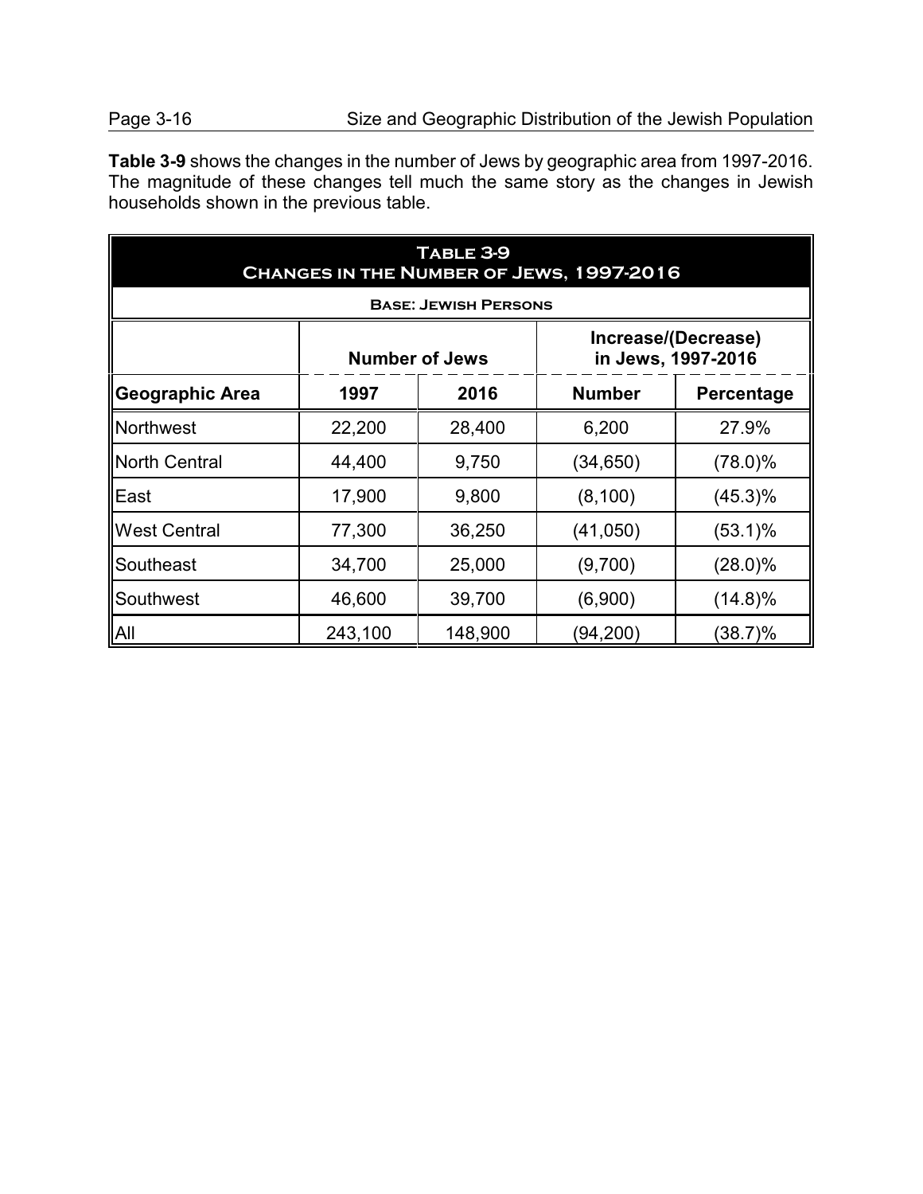**Table 3-9** shows the changes in the number of Jews by geographic area from 1997-2016. The magnitude of these changes tell much the same story as the changes in Jewish households shown in the previous table.

**Table 3-9**
**Changes in the Number of Jews, 1997-2016**

**Base: Jewish Persons**

| | Number of Jews | | Increase/(Decrease) in Jews, 1997-2016 | |
|---|---|---|---|---|
| **Geographic Area** | **1997** | **2016** | **Number** | **Percentage** |
| Northwest | 22,200 | 28,400 | 6,200 | 27.9% |
| North Central | 44,400 | 9,750 | (34,650) | (78.0)% |
| East | 17,900 | 9,800 | (8,100) | (45.3)% |
| West Central | 77,300 | 36,250 | (41,050) | (53.1)% |
| Southeast | 34,700 | 25,000 | (9,700) | (28.0)% |
| Southwest | 46,600 | 39,700 | (6,900) | (14.8)% |
| All | 243,100 | 148,900 | (94,200) | (38.7)% |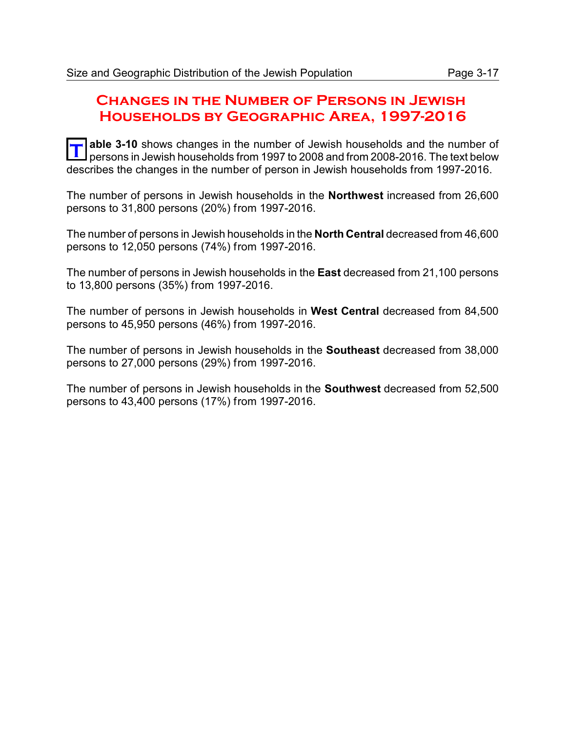## Changes in the Number of Persons in Jewish Households by Geographic Area, 1997-2016

**Table 3-10** shows changes in the number of Jewish households and the number of persons in Jewish households from 1997 to 2008 and from 2008-2016. The text below describes the changes in the number of person in Jewish households from 1997-2016.

The number of persons in Jewish households in the **Northwest** increased from 26,600 persons to 31,800 persons (20%) from 1997-2016.

The number of persons in Jewish households in the **North Central** decreased from 46,600 persons to 12,050 persons (74%) from 1997-2016.

The number of persons in Jewish households in the **East** decreased from 21,100 persons to 13,800 persons (35%) from 1997-2016.

The number of persons in Jewish households in **West Central** decreased from 84,500 persons to 45,950 persons (46%) from 1997-2016.

The number of persons in Jewish households in the **Southeast** decreased from 38,000 persons to 27,000 persons (29%) from 1997-2016.

The number of persons in Jewish households in the **Southwest** decreased from 52,500 persons to 43,400 persons (17%) from 1997-2016.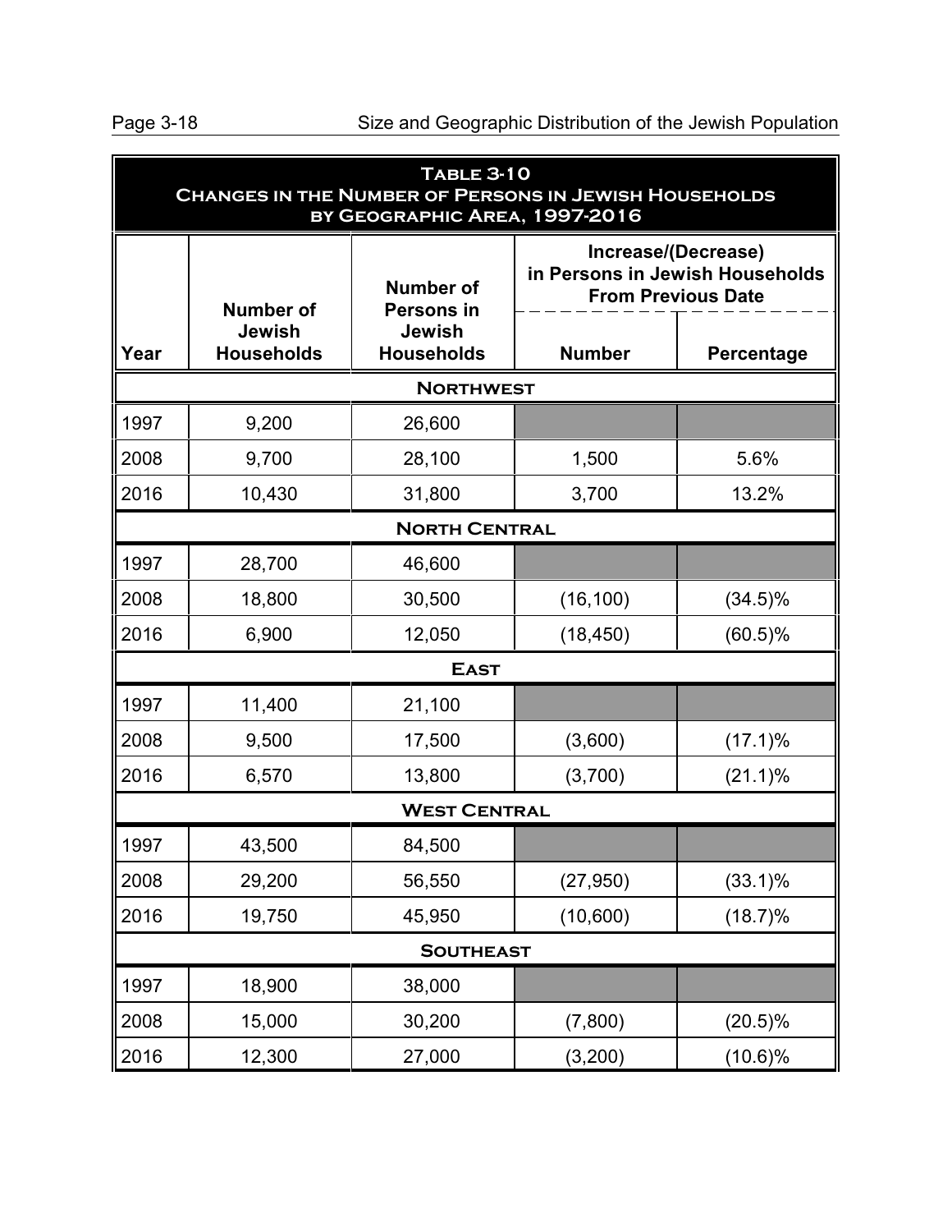**Table 3-10**
**Changes in the Number of Persons in Jewish Households by Geographic Area, 1997-2016**

| Year | Number of Jewish Households | Number of Persons in Jewish Households | Increase/(Decrease) in Persons in Jewish Households From Previous Date | |
|---|---|---|---|---|
| | | | Number | Percentage |
| **Northwest** | | | | |
| 1997 | 9,200 | 26,600 | | |
| 2008 | 9,700 | 28,100 | 1,500 | 5.6% |
| 2016 | 10,430 | 31,800 | 3,700 | 13.2% |
| **North Central** | | | | |
| 1997 | 28,700 | 46,600 | | |
| 2008 | 18,800 | 30,500 | (16,100) | (34.5)% |
| 2016 | 6,900 | 12,050 | (18,450) | (60.5)% |
| **East** | | | | |
| 1997 | 11,400 | 21,100 | | |
| 2008 | 9,500 | 17,500 | (3,600) | (17.1)% |
| 2016 | 6,570 | 13,800 | (3,700) | (21.1)% |
| **West Central** | | | | |
| 1997 | 43,500 | 84,500 | | |
| 2008 | 29,200 | 56,550 | (27,950) | (33.1)% |
| 2016 | 19,750 | 45,950 | (10,600) | (18.7)% |
| **Southeast** | | | | |
| 1997 | 18,900 | 38,000 | | |
| 2008 | 15,000 | 30,200 | (7,800) | (20.5)% |
| 2016 | 12,300 | 27,000 | (3,200) | (10.6)% |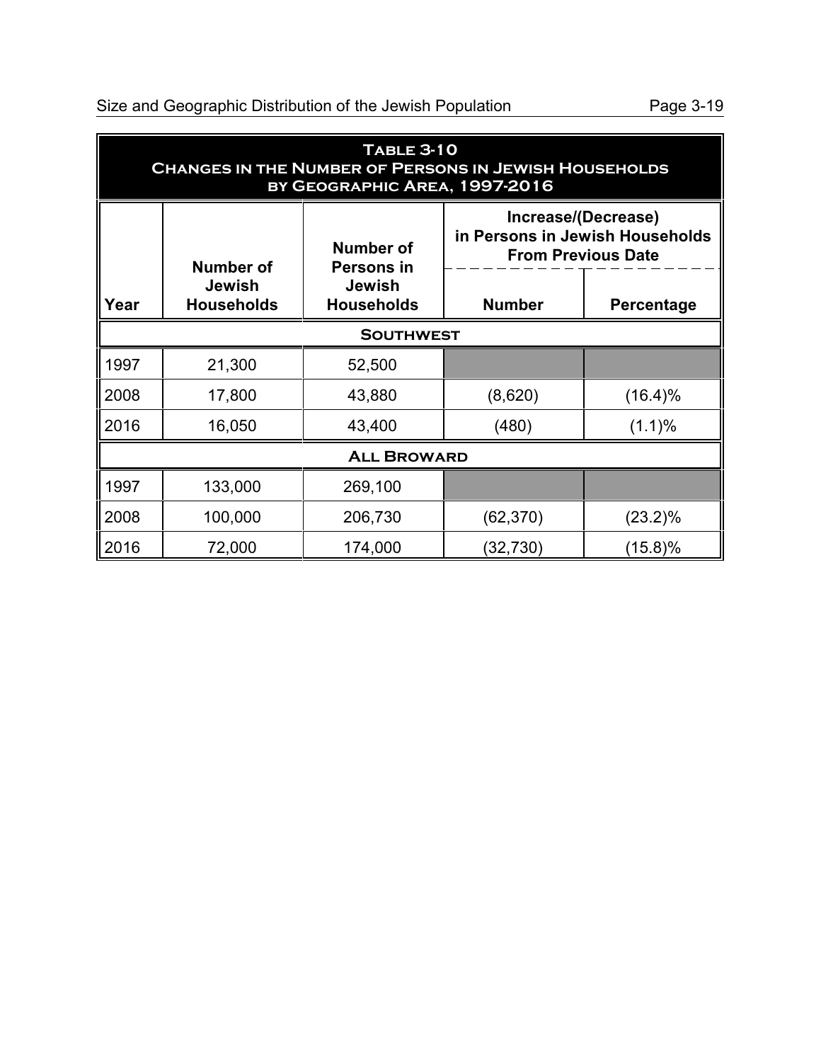**Table 3-10**
**Changes in the Number of Persons in Jewish Households by Geographic Area, 1997-2016**

| Year | Number of Jewish Households | Number of Persons in Jewish Households | Increase/(Decrease) in Persons in Jewish Households From Previous Date | |
|---|---|---|---|---|
| | | | Number | Percentage |
| **Southwest** | | | | |
| 1997 | 21,300 | 52,500 | | |
| 2008 | 17,800 | 43,880 | (8,620) | (16.4)% |
| 2016 | 16,050 | 43,400 | (480) | (1.1)% |
| **All Broward** | | | | |
| 1997 | 133,000 | 269,100 | | |
| 2008 | 100,000 | 206,730 | (62,370) | (23.2)% |
| 2016 | 72,000 | 174,000 | (32,730) | (15.8)% |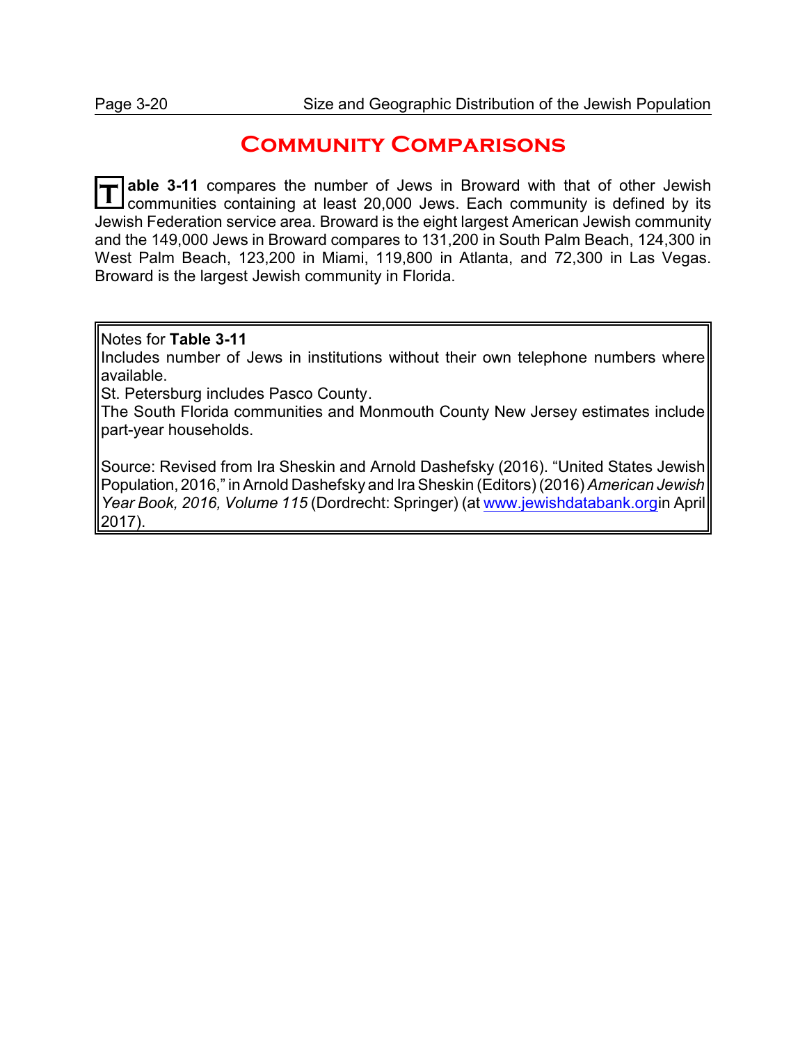# Community Comparisons

**Table 3-11** compares the number of Jews in Broward with that of other Jewish communities containing at least 20,000 Jews. Each community is defined by its Jewish Federation service area. Broward is the eight largest American Jewish community and the 149,000 Jews in Broward compares to 131,200 in South Palm Beach, 124,300 in West Palm Beach, 123,200 in Miami, 119,800 in Atlanta, and 72,300 in Las Vegas. Broward is the largest Jewish community in Florida.

Notes for **Table 3-11**
Includes number of Jews in institutions without their own telephone numbers where available.
St. Petersburg includes Pasco County.
The South Florida communities and Monmouth County New Jersey estimates include part-year households.

Source: Revised from Ira Sheskin and Arnold Dashefsky (2016). "United States Jewish Population, 2016," in Arnold Dashefsky and Ira Sheskin (Editors) (2016) *American Jewish Year Book, 2016, Volume 115* (Dordrecht: Springer) (at www.jewishdatabank.orgin April 2017).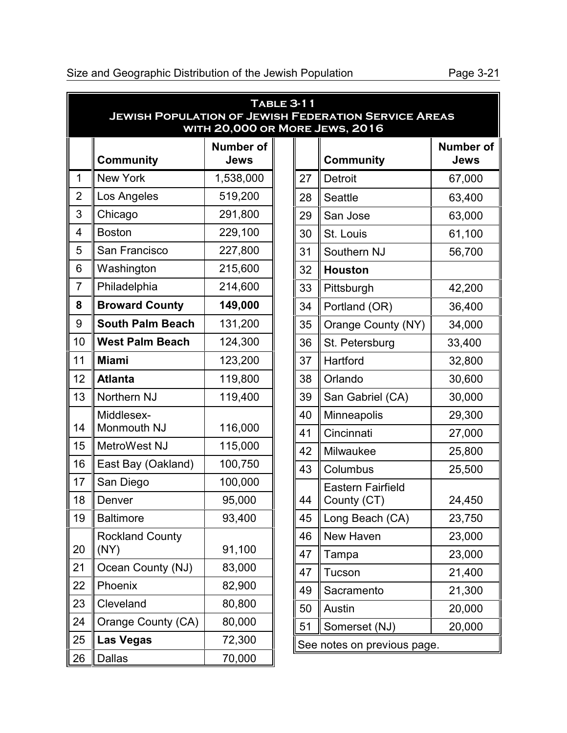**Table 3-11**
**Jewish Population of Jewish Federation Service Areas with 20,000 or More Jews, 2016**

| | Community | Number of Jews |
|---|---|---|
| 1 | New York | 1,538,000 |
| 2 | Los Angeles | 519,200 |
| 3 | Chicago | 291,800 |
| 4 | Boston | 229,100 |
| 5 | San Francisco | 227,800 |
| 6 | Washington | 215,600 |
| 7 | Philadelphia | 214,600 |
| **8** | **Broward County** | **149,000** |
| 9 | **South Palm Beach** | 131,200 |
| 10 | **West Palm Beach** | 124,300 |
| 11 | **Miami** | 123,200 |
| 12 | **Atlanta** | 119,800 |
| 13 | Northern NJ | 119,400 |
| 14 | Middlesex-Monmouth NJ | 116,000 |
| 15 | MetroWest NJ | 115,000 |
| 16 | East Bay (Oakland) | 100,750 |
| 17 | San Diego | 100,000 |
| 18 | Denver | 95,000 |
| 19 | Baltimore | 93,400 |
| 20 | Rockland County (NY) | 91,100 |
| 21 | Ocean County (NJ) | 83,000 |
| 22 | Phoenix | 82,900 |
| 23 | Cleveland | 80,800 |
| 24 | Orange County (CA) | 80,000 |
| 25 | **Las Vegas** | 72,300 |
| 26 | Dallas | 70,000 |
| 27 | Detroit | 67,000 |
| 28 | Seattle | 63,400 |
| 29 | San Jose | 63,000 |
| 30 | St. Louis | 61,100 |
| 31 | Southern NJ | 56,700 |
| 32 | **Houston** | |
| 33 | Pittsburgh | 42,200 |
| 34 | Portland (OR) | 36,400 |
| 35 | Orange County (NY) | 34,000 |
| 36 | St. Petersburg | 33,400 |
| 37 | Hartford | 32,800 |
| 38 | Orlando | 30,600 |
| 39 | San Gabriel (CA) | 30,000 |
| 40 | Minneapolis | 29,300 |
| 41 | Cincinnati | 27,000 |
| 42 | Milwaukee | 25,800 |
| 43 | Columbus | 25,500 |
| 44 | Eastern Fairfield County (CT) | 24,450 |
| 45 | Long Beach (CA) | 23,750 |
| 46 | New Haven | 23,000 |
| 47 | Tampa | 23,000 |
| 47 | Tucson | 21,400 |
| 49 | Sacramento | 21,300 |
| 50 | Austin | 20,000 |
| 51 | Somerset (NJ) | 20,000 |

See notes on previous page.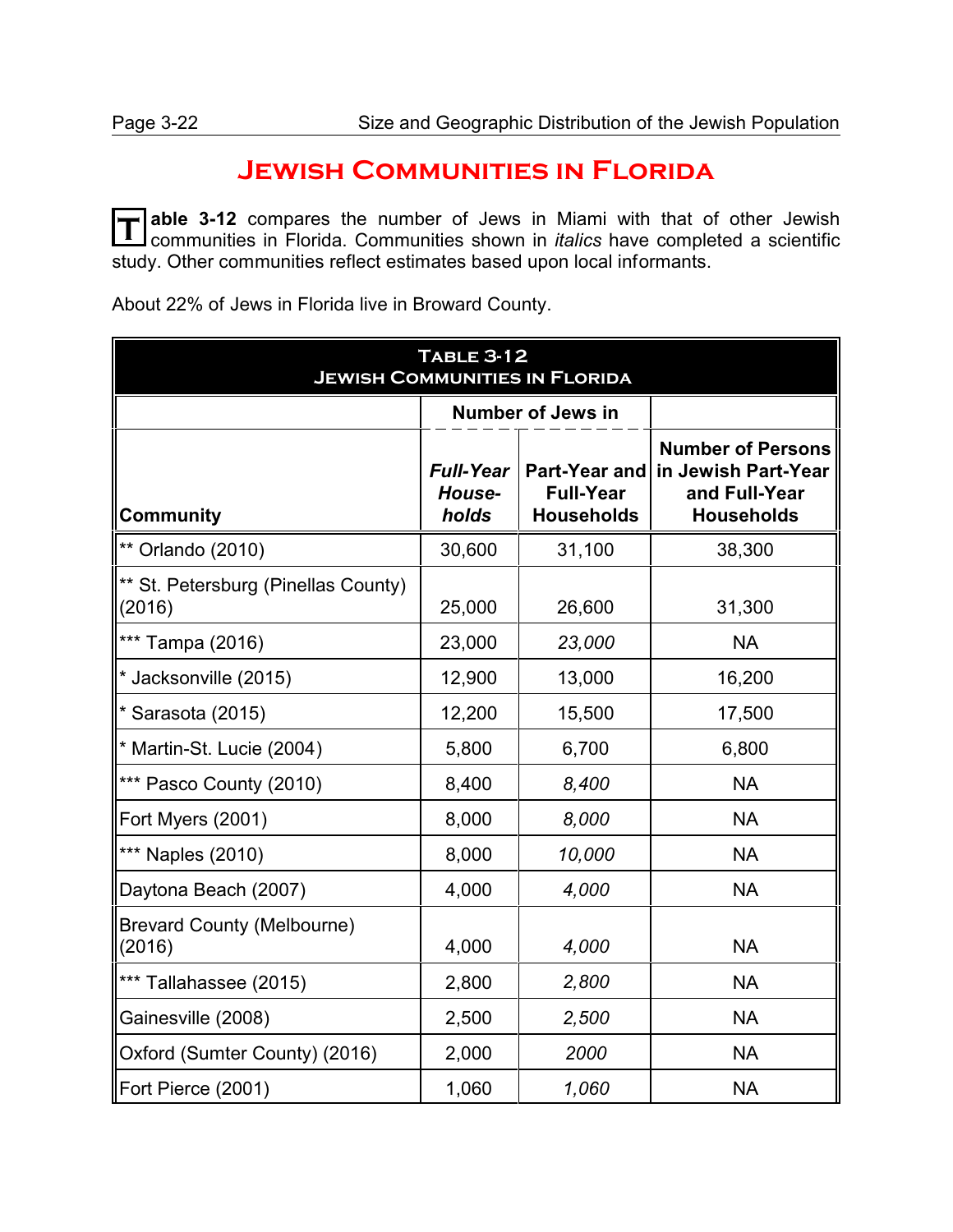# Jewish Communities in Florida

**Table 3-12** compares the number of Jews in Miami with that of other Jewish communities in Florida. Communities shown in *italics* have completed a scientific study. Other communities reflect estimates based upon local informants.

About 22% of Jews in Florida live in Broward County.

| Table 3-12<br>Jewish Communities in Florida | | | |
|---|---|---|---|
| | Number of Jews in | | |
| Community | ***Full-Year Households*** | **Part-Year and Full-Year Households** | **Number of Persons in Jewish Part-Year and Full-Year Households** |
| ** Orlando (2010) | 30,600 | 31,100 | 38,300 |
| ** St. Petersburg (Pinellas County) (2016) | 25,000 | 26,600 | 31,300 |
| *** Tampa (2016) | 23,000 | *23,000* | NA |
| * Jacksonville (2015) | 12,900 | 13,000 | 16,200 |
| * Sarasota (2015) | 12,200 | 15,500 | 17,500 |
| * Martin-St. Lucie (2004) | 5,800 | 6,700 | 6,800 |
| *** Pasco County (2010) | 8,400 | *8,400* | NA |
| Fort Myers (2001) | 8,000 | *8,000* | NA |
| *** Naples (2010) | 8,000 | *10,000* | NA |
| Daytona Beach (2007) | 4,000 | *4,000* | NA |
| Brevard County (Melbourne) (2016) | 4,000 | *4,000* | NA |
| *** Tallahassee (2015) | 2,800 | *2,800* | NA |
| Gainesville (2008) | 2,500 | *2,500* | NA |
| Oxford (Sumter County) (2016) | 2,000 | *2000* | NA |
| Fort Pierce (2001) | 1,060 | *1,060* | NA |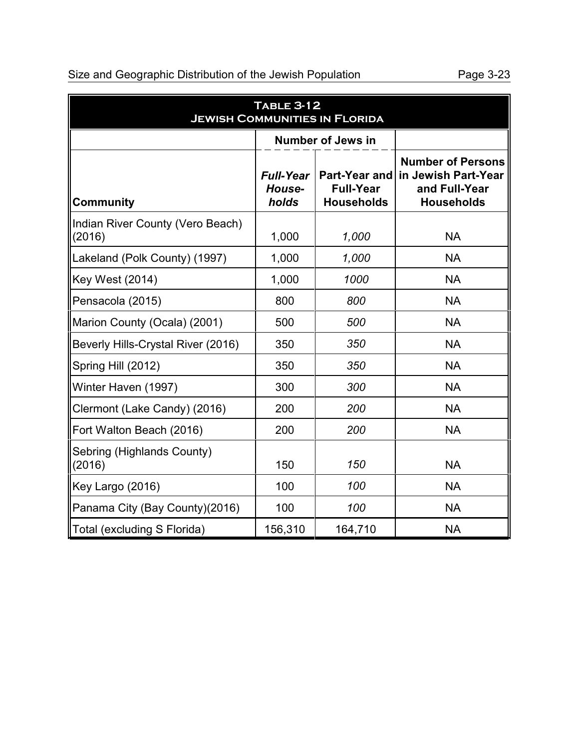**TABLE 3-12**
**JEWISH COMMUNITIES IN FLORIDA**

| | Number of Jews in | | |
|---|---|---|---|
| **Community** | ***Full-Year Households*** | **Part-Year and Full-Year Households** | **Number of Persons in Jewish Part-Year and Full-Year Households** |
| Indian River County (Vero Beach) (2016) | 1,000 | *1,000* | NA |
| Lakeland (Polk County) (1997) | 1,000 | *1,000* | NA |
| Key West (2014) | 1,000 | *1000* | NA |
| Pensacola (2015) | 800 | *800* | NA |
| Marion County (Ocala) (2001) | 500 | *500* | NA |
| Beverly Hills-Crystal River (2016) | 350 | *350* | NA |
| Spring Hill (2012) | 350 | *350* | NA |
| Winter Haven (1997) | 300 | *300* | NA |
| Clermont (Lake Candy) (2016) | 200 | *200* | NA |
| Fort Walton Beach (2016) | 200 | *200* | NA |
| Sebring (Highlands County) (2016) | 150 | *150* | NA |
| Key Largo (2016) | 100 | *100* | NA |
| Panama City (Bay County)(2016) | 100 | *100* | NA |
| Total (excluding S Florida) | 156,310 | 164,710 | NA |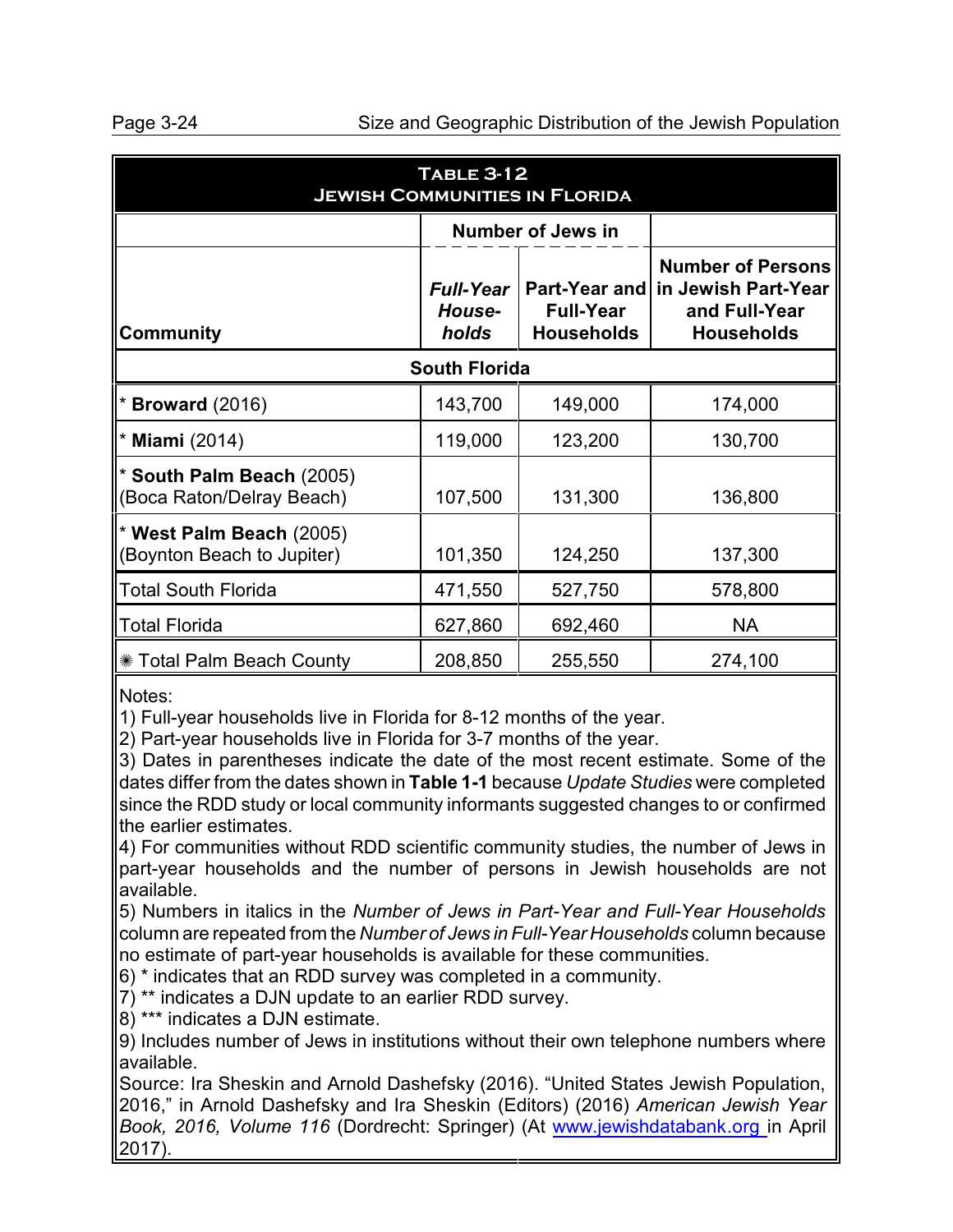**Table 3-12**
**Jewish Communities in Florida**

| Community | Number of Jews in *Full-Year Households* | Number of Jews in Part-Year and Full-Year Households | Number of Persons in Jewish Part-Year and Full-Year Households |
|---|---|---|---|
| **South Florida** | | | |
| * **Broward** (2016) | 143,700 | 149,000 | 174,000 |
| * **Miami** (2014) | 119,000 | 123,200 | 130,700 |
| * **South Palm Beach** (2005) (Boca Raton/Delray Beach) | 107,500 | 131,300 | 136,800 |
| * **West Palm Beach** (2005) (Boynton Beach to Jupiter) | 101,350 | 124,250 | 137,300 |
| Total South Florida | 471,550 | 527,750 | 578,800 |
| Total Florida | 627,860 | 692,460 | NA |
| ✳ Total Palm Beach County | 208,850 | 255,550 | 274,100 |

Notes:
1) Full-year households live in Florida for 8-12 months of the year.
2) Part-year households live in Florida for 3-7 months of the year.
3) Dates in parentheses indicate the date of the most recent estimate. Some of the dates differ from the dates shown in **Table 1-1** because *Update Studies* were completed since the RDD study or local community informants suggested changes to or confirmed the earlier estimates.
4) For communities without RDD scientific community studies, the number of Jews in part-year households and the number of persons in Jewish households are not available.
5) Numbers in italics in the *Number of Jews in Part-Year and Full-Year Households* column are repeated from the *Number of Jews in Full-Year Households* column because no estimate of part-year households is available for these communities.
6) * indicates that an RDD survey was completed in a community.
7) ** indicates a DJN update to an earlier RDD survey.
8) *** indicates a DJN estimate.
9) Includes number of Jews in institutions without their own telephone numbers where available.

Source: Ira Sheskin and Arnold Dashefsky (2016). "United States Jewish Population, 2016," in Arnold Dashefsky and Ira Sheskin (Editors) (2016) *American Jewish Year Book, 2016, Volume 116* (Dordrecht: Springer) (At www.jewishdatabank.org in April 2017).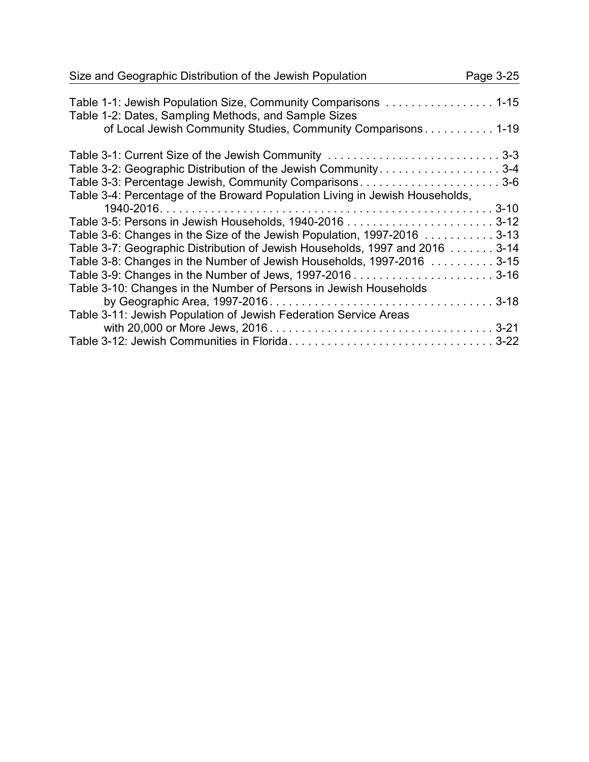Table 1-1: Jewish Population Size, Community Comparisons . . . . . . . . . . . . . . . . 1-15
Table 1-2: Dates, Sampling Methods, and Sample Sizes
of Local Jewish Community Studies, Community Comparisons . . . . . . . . . . . 1-19

Table 3-1: Current Size of the Jewish Community . . . . . . . . . . . . . . . . . . . . . . . . . . . 3-3
Table 3-2: Geographic Distribution of the Jewish Community . . . . . . . . . . . . . . . . . . . 3-4
Table 3-3: Percentage Jewish, Community Comparisons . . . . . . . . . . . . . . . . . . . . . . 3-6
Table 3-4: Percentage of the Broward Population Living in Jewish Households,
1940-2016 . . . . . . . . . . . . . . . . . . . . . . . . . . . . . . . . . . . . . . . . . . . . . . . . . . . . 3-10
Table 3-5: Persons in Jewish Households, 1940-2016 . . . . . . . . . . . . . . . . . . . . . . . 3-12
Table 3-6: Changes in the Size of the Jewish Population, 1997-2016 . . . . . . . . . . . 3-13
Table 3-7: Geographic Distribution of Jewish Households, 1997 and 2016 . . . . . . . 3-14
Table 3-8: Changes in the Number of Jewish Households, 1997-2016 . . . . . . . . . . 3-15
Table 3-9: Changes in the Number of Jews, 1997-2016 . . . . . . . . . . . . . . . . . . . . . . 3-16
Table 3-10: Changes in the Number of Persons in Jewish Households
by Geographic Area, 1997-2016 . . . . . . . . . . . . . . . . . . . . . . . . . . . . . . . . . . . 3-18
Table 3-11: Jewish Population of Jewish Federation Service Areas
with 20,000 or More Jews, 2016 . . . . . . . . . . . . . . . . . . . . . . . . . . . . . . . . . . . 3-21
Table 3-12: Jewish Communities in Florida . . . . . . . . . . . . . . . . . . . . . . . . . . . . . . . 3-22